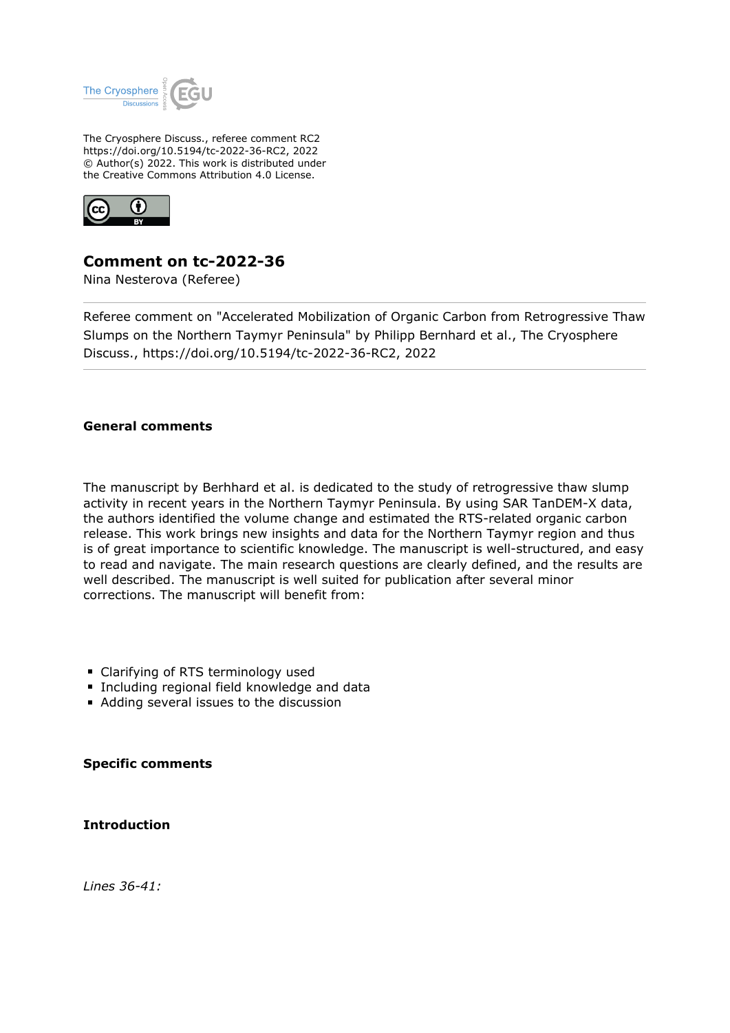The Cryosphere Discuss., referee comment RC2
https://doi.org/10.5194/tc-2022-36-RC2, 2022
© Author(s) 2022. This work is distributed under
the Creative Commons Attribution 4.0 License.

# Comment on tc-2022-36

Nina Nesterova (Referee)

Referee comment on "Accelerated Mobilization of Organic Carbon from Retrogressive Thaw Slumps on the Northern Taymyr Peninsula" by Philipp Bernhard et al., The Cryosphere Discuss., https://doi.org/10.5194/tc-2022-36-RC2, 2022

---

**General comments**

The manuscript by Berhhard et al. is dedicated to the study of retrogressive thaw slump activity in recent years in the Northern Taymyr Peninsula. By using SAR TanDEM-X data, the authors identified the volume change and estimated the RTS-related organic carbon release. This work brings new insights and data for the Northern Taymyr region and thus is of great importance to scientific knowledge. The manuscript is well-structured, and easy to read and navigate. The main research questions are clearly defined, and the results are well described. The manuscript is well suited for publication after several minor corrections. The manuscript will benefit from:

- Clarifying of RTS terminology used
- Including regional field knowledge and data
- Adding several issues to the discussion

**Specific comments**

**Introduction**

*Lines 36-41:*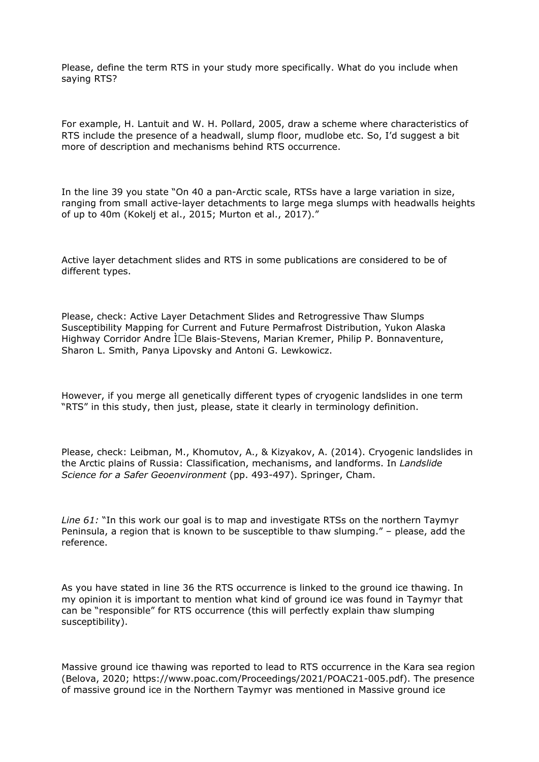Please, define the term RTS in your study more specifically. What do you include when saying RTS?

For example, H. Lantuit and W. H. Pollard, 2005, draw a scheme where characteristics of RTS include the presence of a headwall, slump floor, mudlobe etc. So, I'd suggest a bit more of description and mechanisms behind RTS occurrence.

In the line 39 you state "On 40 a pan-Arctic scale, RTSs have a large variation in size, ranging from small active-layer detachments to large mega slumps with headwalls heights of up to 40m (Kokelj et al., 2015; Murton et al., 2017)."

Active layer detachment slides and RTS in some publications are considered to be of different types.

Please, check: Active Layer Detachment Slides and Retrogressive Thaw Slumps Susceptibility Mapping for Current and Future Permafrost Distribution, Yukon Alaska Highway Corridor Andre Ì☐e Blais-Stevens, Marian Kremer, Philip P. Bonnaventure, Sharon L. Smith, Panya Lipovsky and Antoni G. Lewkowicz.

However, if you merge all genetically different types of cryogenic landslides in one term "RTS" in this study, then just, please, state it clearly in terminology definition.

Please, check: Leibman, M., Khomutov, A., & Kizyakov, A. (2014). Cryogenic landslides in the Arctic plains of Russia: Classification, mechanisms, and landforms. In *Landslide Science for a Safer Geoenvironment* (pp. 493-497). Springer, Cham.

*Line 61:* "In this work our goal is to map and investigate RTSs on the northern Taymyr Peninsula, a region that is known to be susceptible to thaw slumping." – please, add the reference.

As you have stated in line 36 the RTS occurrence is linked to the ground ice thawing. In my opinion it is important to mention what kind of ground ice was found in Taymyr that can be "responsible" for RTS occurrence (this will perfectly explain thaw slumping susceptibility).

Massive ground ice thawing was reported to lead to RTS occurrence in the Kara sea region (Belova, 2020; https://www.poac.com/Proceedings/2021/POAC21-005.pdf). The presence of massive ground ice in the Northern Taymyr was mentioned in Massive ground ice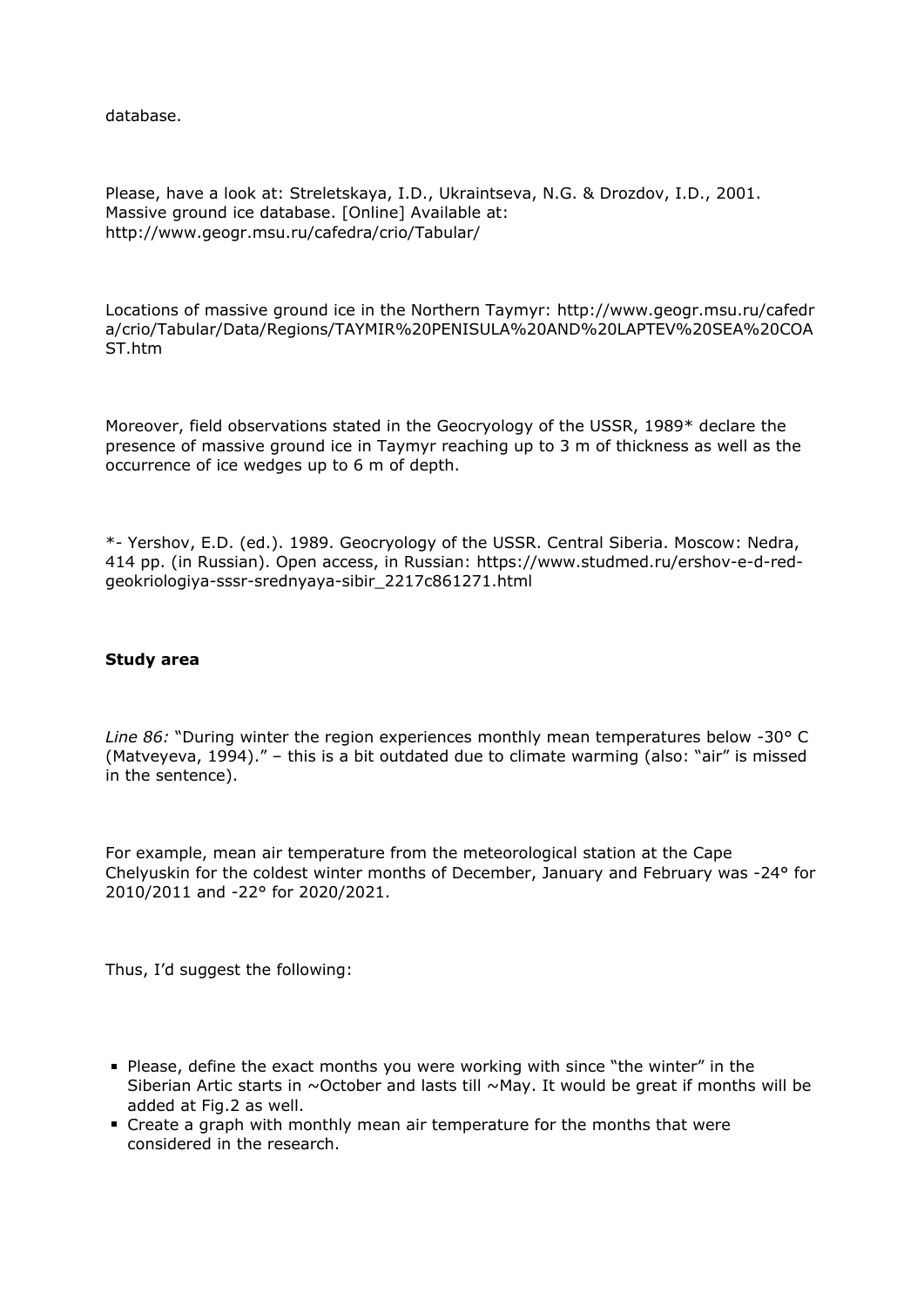database.

Please, have a look at: Streletskaya, I.D., Ukraintseva, N.G. & Drozdov, I.D., 2001. Massive ground ice database. [Online] Available at: http://www.geogr.msu.ru/cafedra/crio/Tabular/

Locations of massive ground ice in the Northern Taymyr: http://www.geogr.msu.ru/cafedra/crio/Tabular/Data/Regions/TAYMIR%20PENISULA%20AND%20LAPTEV%20SEA%20COAST.htm

Moreover, field observations stated in the Geocryology of the USSR, 1989* declare the presence of massive ground ice in Taymyr reaching up to 3 m of thickness as well as the occurrence of ice wedges up to 6 m of depth.

*- Yershov, E.D. (ed.). 1989. Geocryology of the USSR. Central Siberia. Moscow: Nedra, 414 pp. (in Russian). Open access, in Russian: https://www.studmed.ru/ershov-e-d-red-geokriologiya-sssr-srednyaya-sibir_2217c861271.html

**Study area**

*Line 86:* "During winter the region experiences monthly mean temperatures below -30° C (Matveyeva, 1994)." – this is a bit outdated due to climate warming (also: "air" is missed in the sentence).

For example, mean air temperature from the meteorological station at the Cape Chelyuskin for the coldest winter months of December, January and February was -24° for 2010/2011 and -22° for 2020/2021.

Thus, I'd suggest the following:

- Please, define the exact months you were working with since "the winter" in the Siberian Artic starts in ~October and lasts till ~May. It would be great if months will be added at Fig.2 as well.
- Create a graph with monthly mean air temperature for the months that were considered in the research.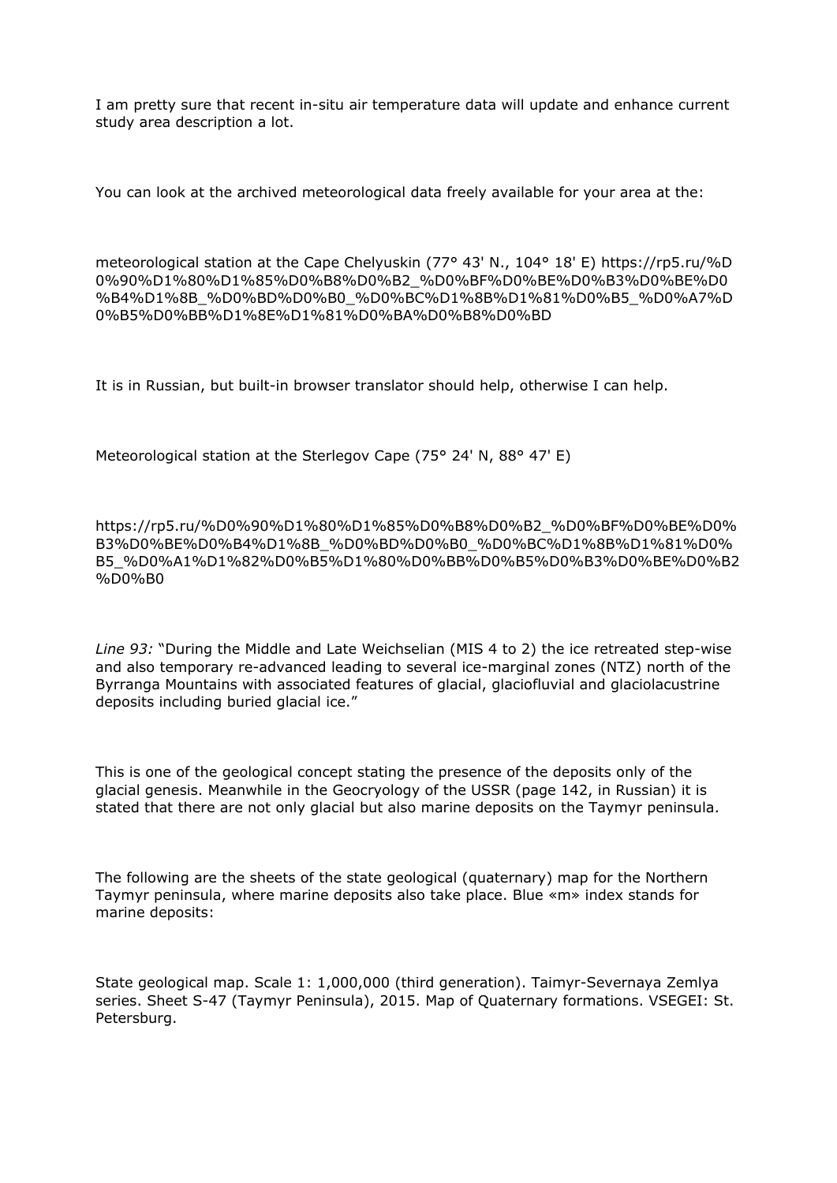I am pretty sure that recent in-situ air temperature data will update and enhance current study area description a lot.

You can look at the archived meteorological data freely available for your area at the:

meteorological station at the Cape Chelyuskin (77° 43' N., 104° 18' E) https://rp5.ru/%D0%90%D1%80%D1%85%D0%B8%D0%B2_%D0%BF%D0%BE%D0%B3%D0%BE%D0%B4%D1%8B_%D0%BD%D0%B0_%D0%BC%D1%8B%D1%81%D0%B5_%D0%A7%D0%B5%D0%BB%D1%8E%D1%81%D0%BA%D0%B8%D0%BD

It is in Russian, but built-in browser translator should help, otherwise I can help.

Meteorological station at the Sterlegov Cape (75° 24' N, 88° 47' E)

https://rp5.ru/%D0%90%D1%80%D1%85%D0%B8%D0%B2_%D0%BF%D0%BE%D0%B3%D0%BE%D0%B4%D1%8B_%D0%BD%D0%B0_%D0%BC%D1%8B%D1%81%D0%B5_%D0%A1%D1%82%D0%B5%D1%80%D0%BB%D0%B5%D0%B3%D0%BE%D0%B2%D0%B0

*Line 93:* "During the Middle and Late Weichselian (MIS 4 to 2) the ice retreated step-wise and also temporary re-advanced leading to several ice-marginal zones (NTZ) north of the Byrranga Mountains with associated features of glacial, glaciofluvial and glaciolacustrine deposits including buried glacial ice."

This is one of the geological concept stating the presence of the deposits only of the glacial genesis. Meanwhile in the Geocryology of the USSR (page 142, in Russian) it is stated that there are not only glacial but also marine deposits on the Taymyr peninsula.

The following are the sheets of the state geological (quaternary) map for the Northern Taymyr peninsula, where marine deposits also take place. Blue «m» index stands for marine deposits:

State geological map. Scale 1: 1,000,000 (third generation). Taimyr-Severnaya Zemlya series. Sheet S-47 (Taymyr Peninsula), 2015. Map of Quaternary formations. VSEGEI: St. Petersburg.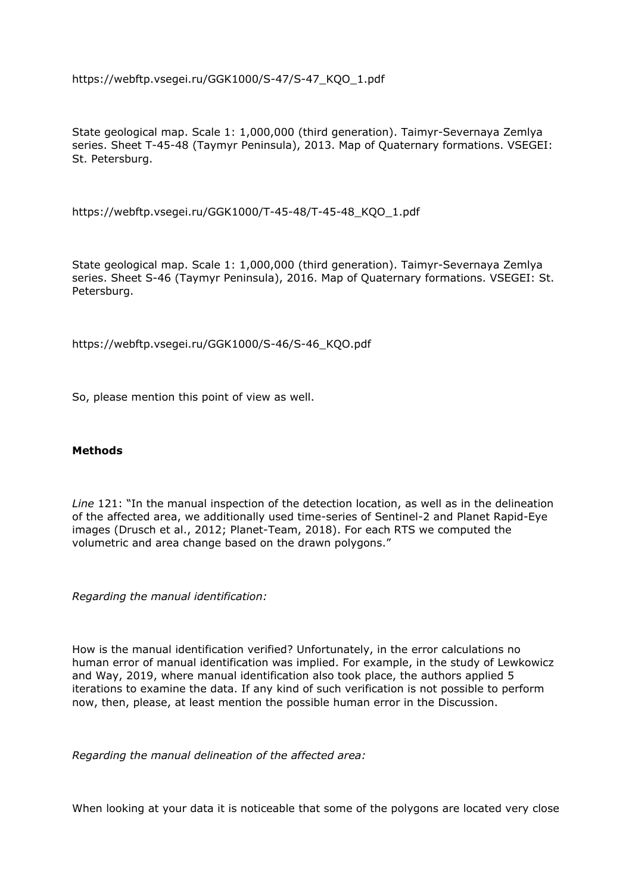https://webftp.vsegei.ru/GGK1000/S-47/S-47_KQO_1.pdf

State geological map. Scale 1: 1,000,000 (third generation). Taimyr-Severnaya Zemlya series. Sheet T-45-48 (Taymyr Peninsula), 2013. Map of Quaternary formations. VSEGEI: St. Petersburg.

https://webftp.vsegei.ru/GGK1000/T-45-48/T-45-48_KQO_1.pdf

State geological map. Scale 1: 1,000,000 (third generation). Taimyr-Severnaya Zemlya series. Sheet S-46 (Taymyr Peninsula), 2016. Map of Quaternary formations. VSEGEI: St. Petersburg.

https://webftp.vsegei.ru/GGK1000/S-46/S-46_KQO.pdf

So, please mention this point of view as well.

**Methods**

*Line* 121: "In the manual inspection of the detection location, as well as in the delineation of the affected area, we additionally used time-series of Sentinel-2 and Planet Rapid-Eye images (Drusch et al., 2012; Planet-Team, 2018). For each RTS we computed the volumetric and area change based on the drawn polygons."

*Regarding the manual identification:*

How is the manual identification verified? Unfortunately, in the error calculations no human error of manual identification was implied. For example, in the study of Lewkowicz and Way, 2019, where manual identification also took place, the authors applied 5 iterations to examine the data. If any kind of such verification is not possible to perform now, then, please, at least mention the possible human error in the Discussion.

*Regarding the manual delineation of the affected area:*

When looking at your data it is noticeable that some of the polygons are located very close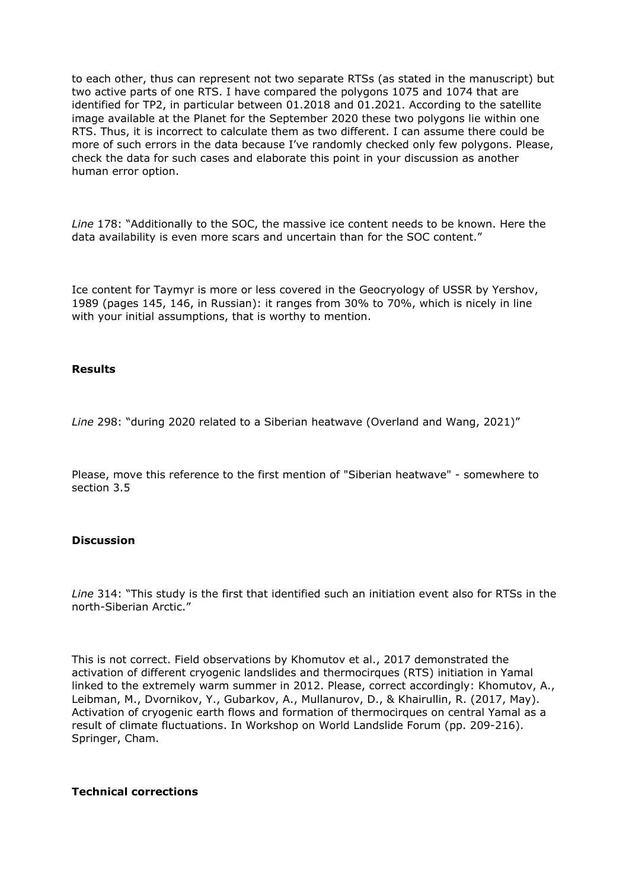to each other, thus can represent not two separate RTSs (as stated in the manuscript) but two active parts of one RTS. I have compared the polygons 1075 and 1074 that are identified for TP2, in particular between 01.2018 and 01.2021. According to the satellite image available at the Planet for the September 2020 these two polygons lie within one RTS. Thus, it is incorrect to calculate them as two different. I can assume there could be more of such errors in the data because I've randomly checked only few polygons. Please, check the data for such cases and elaborate this point in your discussion as another human error option.

*Line* 178: "Additionally to the SOC, the massive ice content needs to be known. Here the data availability is even more scars and uncertain than for the SOC content."

Ice content for Taymyr is more or less covered in the Geocryology of USSR by Yershov, 1989 (pages 145, 146, in Russian): it ranges from 30% to 70%, which is nicely in line with your initial assumptions, that is worthy to mention.

**Results**

*Line* 298: "during 2020 related to a Siberian heatwave (Overland and Wang, 2021)"

Please, move this reference to the first mention of "Siberian heatwave" - somewhere to section 3.5

**Discussion**

*Line* 314: "This study is the first that identified such an initiation event also for RTSs in the north-Siberian Arctic."

This is not correct. Field observations by Khomutov et al., 2017 demonstrated the activation of different cryogenic landslides and thermocirques (RTS) initiation in Yamal linked to the extremely warm summer in 2012. Please, correct accordingly: Khomutov, A., Leibman, M., Dvornikov, Y., Gubarkov, A., Mullanurov, D., & Khairullin, R. (2017, May). Activation of cryogenic earth flows and formation of thermocirques on central Yamal as a result of climate fluctuations. In Workshop on World Landslide Forum (pp. 209-216). Springer, Cham.

**Technical corrections**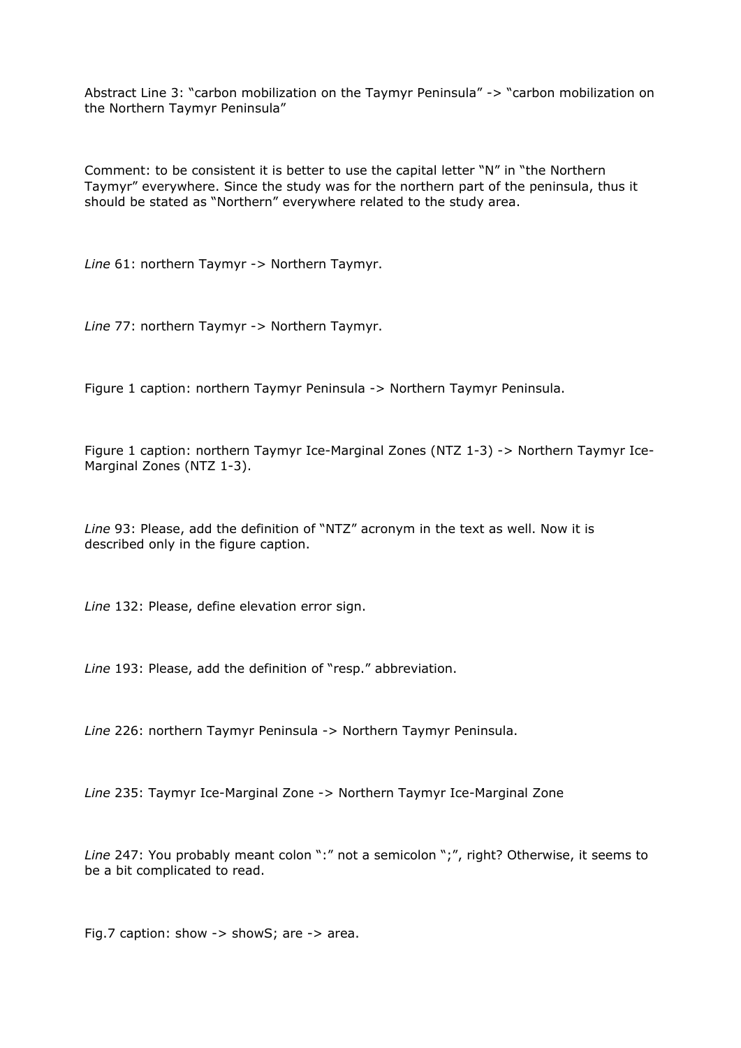Abstract Line 3: “carbon mobilization on the Taymyr Peninsula” -> “carbon mobilization on the Northern Taymyr Peninsula”

Comment: to be consistent it is better to use the capital letter “N” in “the Northern Taymyr” everywhere. Since the study was for the northern part of the peninsula, thus it should be stated as “Northern” everywhere related to the study area.

*Line* 61: northern Taymyr -> Northern Taymyr.

*Line* 77: northern Taymyr -> Northern Taymyr.

Figure 1 caption: northern Taymyr Peninsula -> Northern Taymyr Peninsula.

Figure 1 caption: northern Taymyr Ice-Marginal Zones (NTZ 1-3) -> Northern Taymyr Ice-Marginal Zones (NTZ 1-3).

*Line* 93: Please, add the definition of “NTZ” acronym in the text as well. Now it is described only in the figure caption.

*Line* 132: Please, define elevation error sign.

*Line* 193: Please, add the definition of “resp.” abbreviation.

*Line* 226: northern Taymyr Peninsula -> Northern Taymyr Peninsula.

*Line* 235: Taymyr Ice-Marginal Zone -> Northern Taymyr Ice-Marginal Zone

*Line* 247: You probably meant colon “:” not a semicolon “;”, right? Otherwise, it seems to be a bit complicated to read.

Fig.7 caption: show -> showS; are -> area.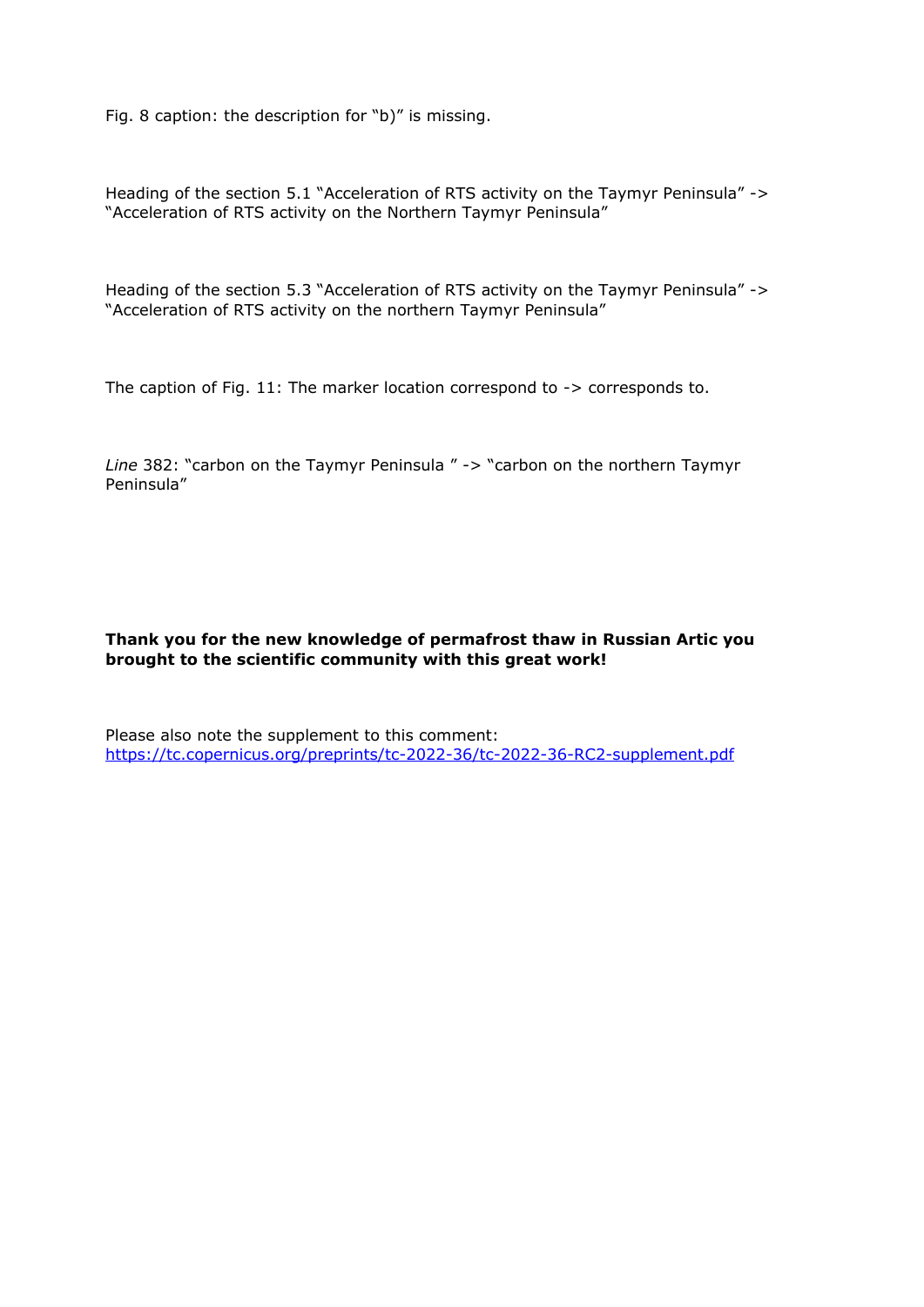Fig. 8 caption: the description for “b)” is missing.

Heading of the section 5.1 “Acceleration of RTS activity on the Taymyr Peninsula” -> “Acceleration of RTS activity on the Northern Taymyr Peninsula”

Heading of the section 5.3 “Acceleration of RTS activity on the Taymyr Peninsula” -> “Acceleration of RTS activity on the northern Taymyr Peninsula”

The caption of Fig. 11: The marker location correspond to -> corresponds to.

*Line* 382: “carbon on the Taymyr Peninsula ” -> “carbon on the northern Taymyr Peninsula”

**Thank you for the new knowledge of permafrost thaw in Russian Artic you brought to the scientific community with this great work!**

Please also note the supplement to this comment:
https://tc.copernicus.org/preprints/tc-2022-36/tc-2022-36-RC2-supplement.pdf